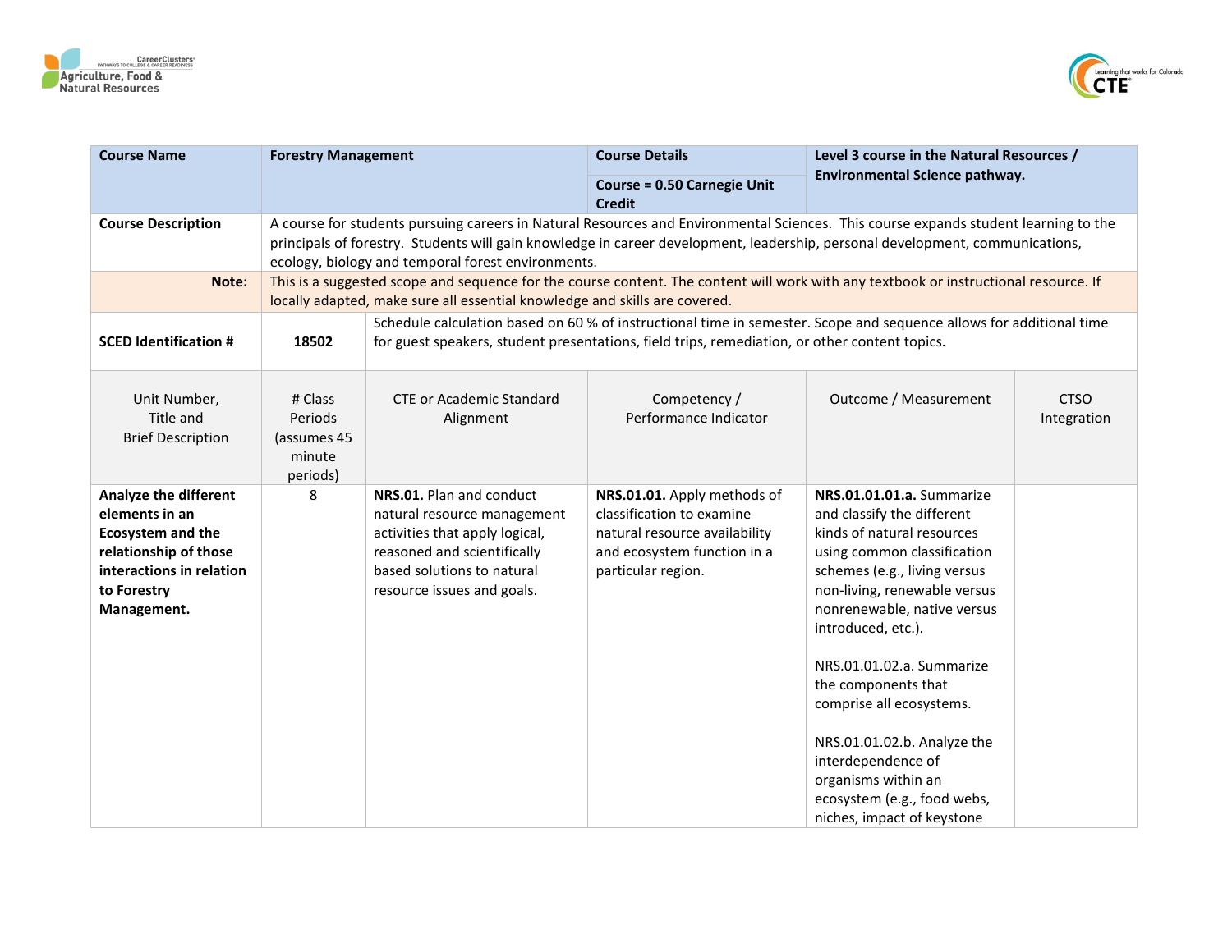| Course Name | Forestry Management | | Course Details | Level 3 course in the Natural Resources / Environmental Science pathway. | |
|---|---|---|---|---|---|
| | | | Course = 0.50 Carnegie Unit Credit | | |
| Course Description | A course for students pursuing careers in Natural Resources and Environmental Sciences. This course expands student learning to the principals of forestry. Students will gain knowledge in career development, leadership, personal development, communications, ecology, biology and temporal forest environments. | | | | |
| Note: | This is a suggested scope and sequence for the course content. The content will work with any textbook or instructional resource. If locally adapted, make sure all essential knowledge and skills are covered. | | | | |
| SCED Identification # | 18502 | Schedule calculation based on 60 % of instructional time in semester. Scope and sequence allows for additional time for guest speakers, student presentations, field trips, remediation, or other content topics. | | | |
| Unit Number, Title and Brief Description | # Class Periods (assumes 45 minute periods) | CTE or Academic Standard Alignment | Competency / Performance Indicator | Outcome / Measurement | CTSO Integration |
| **Analyze the different elements in an Ecosystem and the relationship of those interactions in relation to Forestry Management.** | 8 | **NRS.01.** Plan and conduct natural resource management activities that apply logical, reasoned and scientifically based solutions to natural resource issues and goals. | **NRS.01.01.** Apply methods of classification to examine natural resource availability and ecosystem function in a particular region. | **NRS.01.01.01.a.** Summarize and classify the different kinds of natural resources using common classification schemes (e.g., living versus non-living, renewable versus nonrenewable, native versus introduced, etc.).<br><br>NRS.01.01.02.a. Summarize the components that comprise all ecosystems.<br><br>NRS.01.01.02.b. Analyze the interdependence of organisms within an ecosystem (e.g., food webs, niches, impact of keystone | |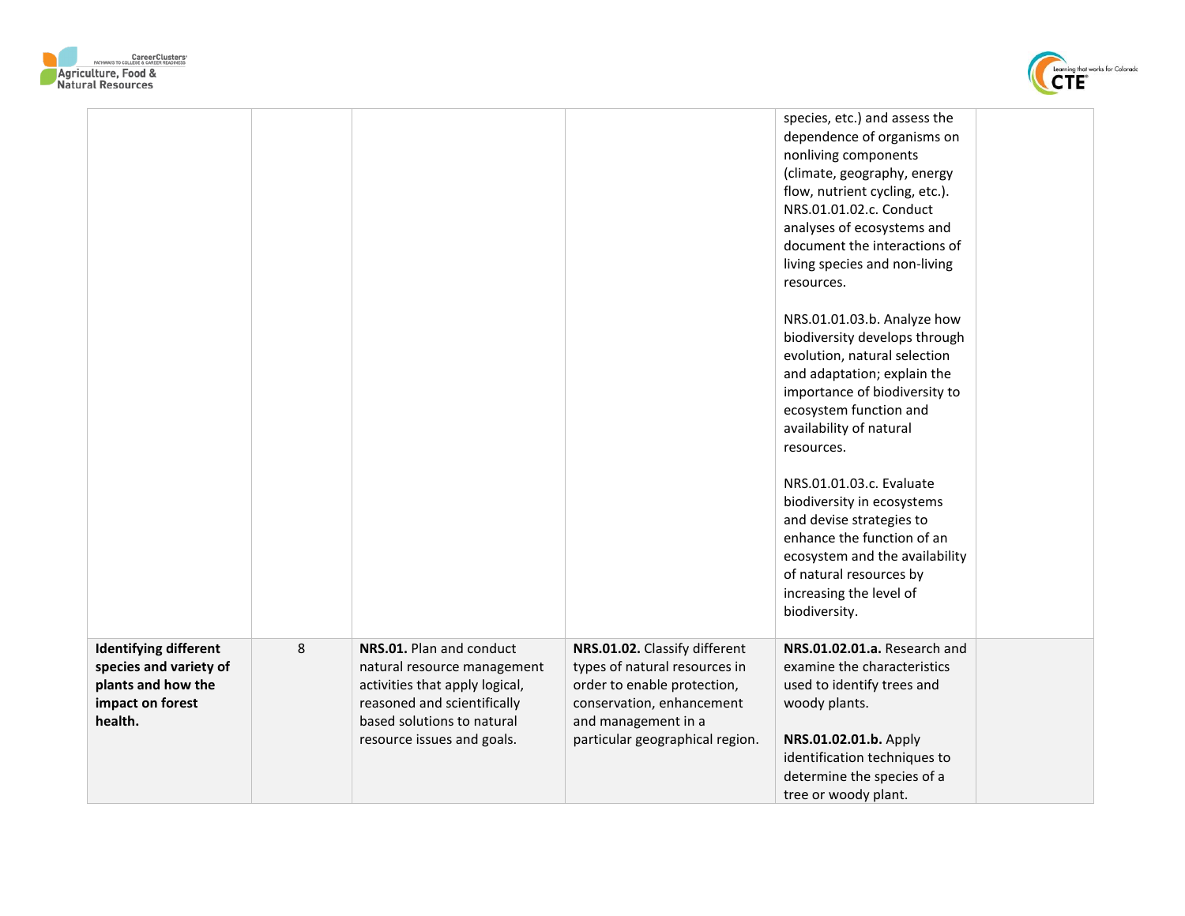| | | | | | |
|---|---|---|---|---|---|
| | | | | species, etc.) and assess the dependence of organisms on nonliving components (climate, geography, energy flow, nutrient cycling, etc.). NRS.01.01.02.c. Conduct analyses of ecosystems and document the interactions of living species and non-living resources.<br><br>NRS.01.01.03.b. Analyze how biodiversity develops through evolution, natural selection and adaptation; explain the importance of biodiversity to ecosystem function and availability of natural resources.<br><br>NRS.01.01.03.c. Evaluate biodiversity in ecosystems and devise strategies to enhance the function of an ecosystem and the availability of natural resources by increasing the level of biodiversity. | |
| **Identifying different species and variety of plants and how the impact on forest health.** | 8 | **NRS.01.** Plan and conduct natural resource management activities that apply logical, reasoned and scientifically based solutions to natural resource issues and goals. | **NRS.01.02.** Classify different types of natural resources in order to enable protection, conservation, enhancement and management in a particular geographical region. | **NRS.01.02.01.a.** Research and examine the characteristics used to identify trees and woody plants.<br><br>**NRS.01.02.01.b.** Apply identification techniques to determine the species of a tree or woody plant. | |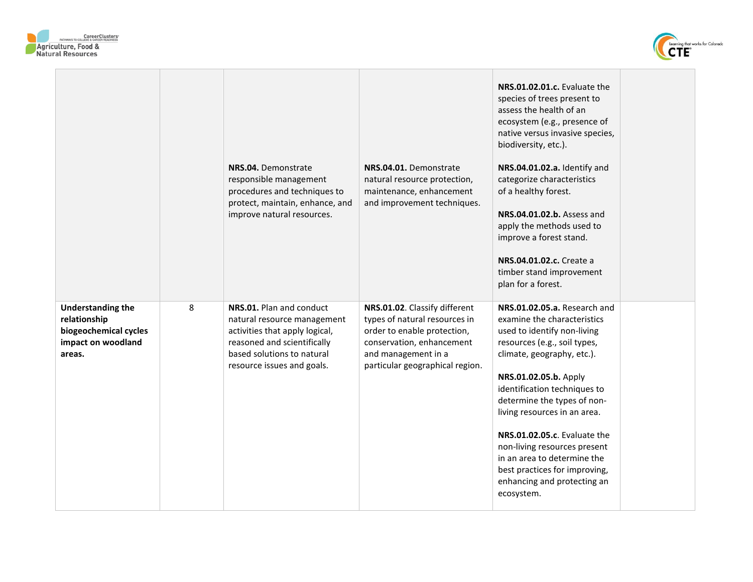| | | | | | |
|---|---|---|---|---|---|
| | | | | **NRS.01.02.01.c.** Evaluate the species of trees present to assess the health of an ecosystem (e.g., presence of native versus invasive species, biodiversity, etc.). | |
| | | **NRS.04.** Demonstrate responsible management procedures and techniques to protect, maintain, enhance, and improve natural resources. | **NRS.04.01.** Demonstrate natural resource protection, maintenance, enhancement and improvement techniques. | **NRS.04.01.02.a.** Identify and categorize characteristics of a healthy forest.<br><br>**NRS.04.01.02.b.** Assess and apply the methods used to improve a forest stand.<br><br>**NRS.04.01.02.c.** Create a timber stand improvement plan for a forest. | |
| **Understanding the relationship biogeochemical cycles impact on woodland areas.** | 8 | **NRS.01.** Plan and conduct natural resource management activities that apply logical, reasoned and scientifically based solutions to natural resource issues and goals. | **NRS.01.02**. Classify different types of natural resources in order to enable protection, conservation, enhancement and management in a particular geographical region. | **NRS.01.02.05.a.** Research and examine the characteristics used to identify non-living resources (e.g., soil types, climate, geography, etc.).<br><br>**NRS.01.02.05.b.** Apply identification techniques to determine the types of non-living resources in an area.<br><br>**NRS.01.02.05.c**. Evaluate the non-living resources present in an area to determine the best practices for improving, enhancing and protecting an ecosystem. | |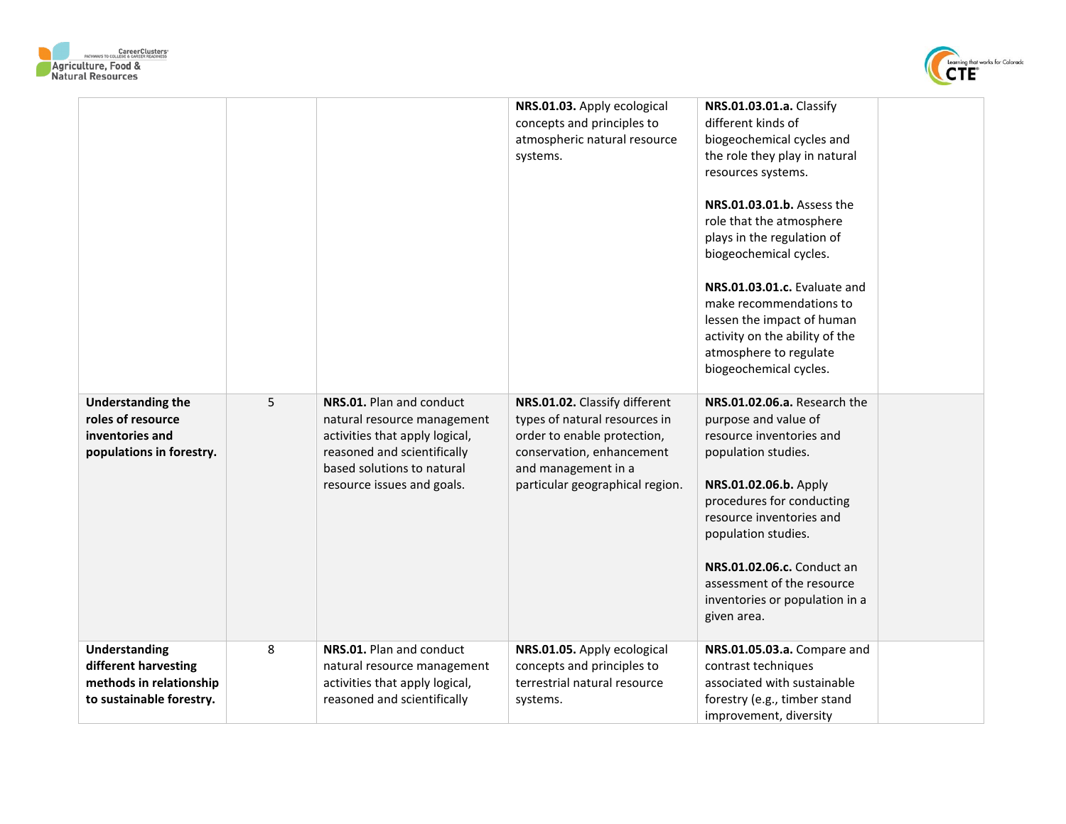| | | | | | |
|---|---|---|---|---|---|
| | | | **NRS.01.03.** Apply ecological concepts and principles to atmospheric natural resource systems. | **NRS.01.03.01.a.** Classify different kinds of biogeochemical cycles and the role they play in natural resources systems.<br><br>**NRS.01.03.01.b.** Assess the role that the atmosphere plays in the regulation of biogeochemical cycles.<br><br>**NRS.01.03.01.c.** Evaluate and make recommendations to lessen the impact of human activity on the ability of the atmosphere to regulate biogeochemical cycles. | |
| **Understanding the roles of resource inventories and populations in forestry.** | 5 | **NRS.01.** Plan and conduct natural resource management activities that apply logical, reasoned and scientifically based solutions to natural resource issues and goals. | **NRS.01.02.** Classify different types of natural resources in order to enable protection, conservation, enhancement and management in a particular geographical region. | **NRS.01.02.06.a.** Research the purpose and value of resource inventories and population studies.<br><br>**NRS.01.02.06.b.** Apply procedures for conducting resource inventories and population studies.<br><br>**NRS.01.02.06.c.** Conduct an assessment of the resource inventories or population in a given area. | |
| **Understanding different harvesting methods in relationship to sustainable forestry.** | 8 | **NRS.01.** Plan and conduct natural resource management activities that apply logical, reasoned and scientifically | **NRS.01.05.** Apply ecological concepts and principles to terrestrial natural resource systems. | **NRS.01.05.03.a.** Compare and contrast techniques associated with sustainable forestry (e.g., timber stand improvement, diversity | |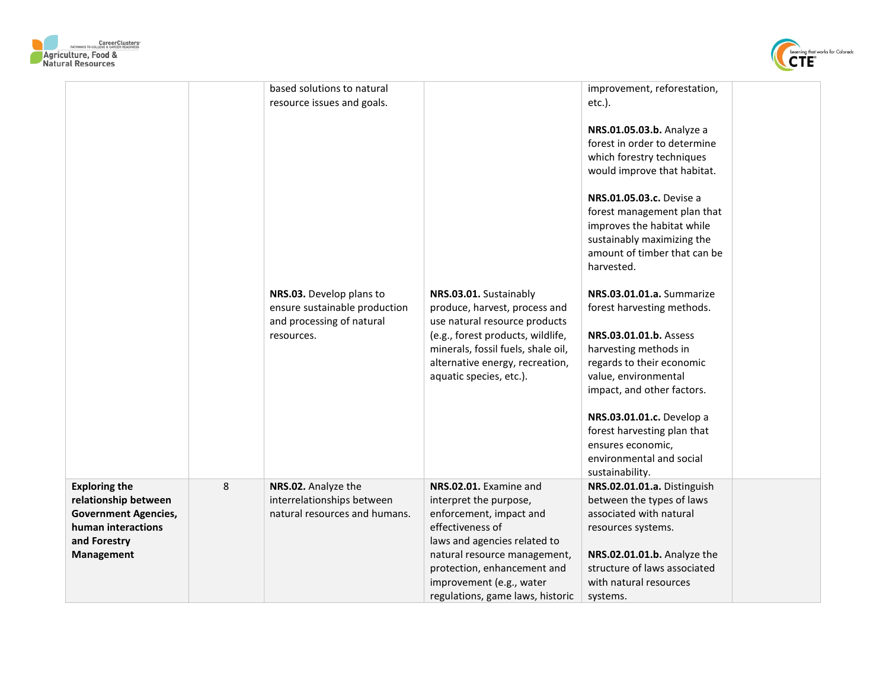| | | | | | |
|---|---|---|---|---|---|
| | | based solutions to natural resource issues and goals. | | improvement, reforestation, etc.).<br><br>**NRS.01.05.03.b.** Analyze a forest in order to determine which forestry techniques would improve that habitat.<br><br>**NRS.01.05.03.c.** Devise a forest management plan that improves the habitat while sustainably maximizing the amount of timber that can be harvested. | |
| | | **NRS.03.** Develop plans to ensure sustainable production and processing of natural resources. | **NRS.03.01.** Sustainably produce, harvest, process and use natural resource products (e.g., forest products, wildlife, minerals, fossil fuels, shale oil, alternative energy, recreation, aquatic species, etc.). | **NRS.03.01.01.a.** Summarize forest harvesting methods.<br><br>**NRS.03.01.01.b.** Assess harvesting methods in regards to their economic value, environmental impact, and other factors.<br><br>**NRS.03.01.01.c.** Develop a forest harvesting plan that ensures economic, environmental and social sustainability. | |
| **Exploring the relationship between Government Agencies, human interactions and Forestry Management** | 8 | **NRS.02.** Analyze the interrelationships between natural resources and humans. | **NRS.02.01.** Examine and interpret the purpose, enforcement, impact and effectiveness of laws and agencies related to natural resource management, protection, enhancement and improvement (e.g., water regulations, game laws, historic | **NRS.02.01.01.a.** Distinguish between the types of laws associated with natural resources systems.<br><br>**NRS.02.01.01.b.** Analyze the structure of laws associated with natural resources systems. | |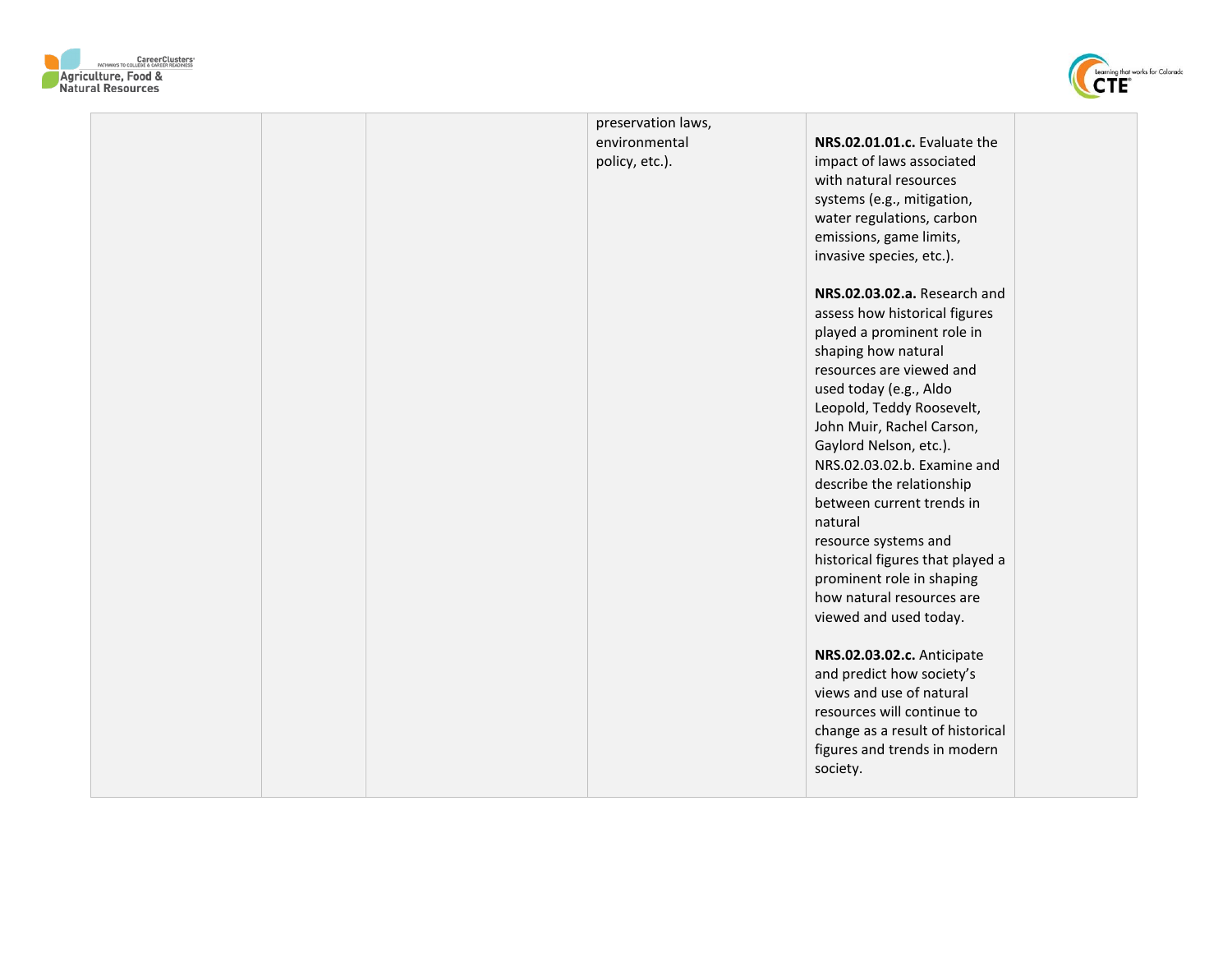| | | | | | |
|---|---|---|---|---|---|
| | | | preservation laws, environmental policy, etc.). | **NRS.02.01.01.c.** Evaluate the impact of laws associated with natural resources systems (e.g., mitigation, water regulations, carbon emissions, game limits, invasive species, etc.).<br><br>**NRS.02.03.02.a.** Research and assess how historical figures played a prominent role in shaping how natural resources are viewed and used today (e.g., Aldo Leopold, Teddy Roosevelt, John Muir, Rachel Carson, Gaylord Nelson, etc.).<br>NRS.02.03.02.b. Examine and describe the relationship between current trends in natural resource systems and historical figures that played a prominent role in shaping how natural resources are viewed and used today.<br><br>**NRS.02.03.02.c.** Anticipate and predict how society's views and use of natural resources will continue to change as a result of historical figures and trends in modern society. | |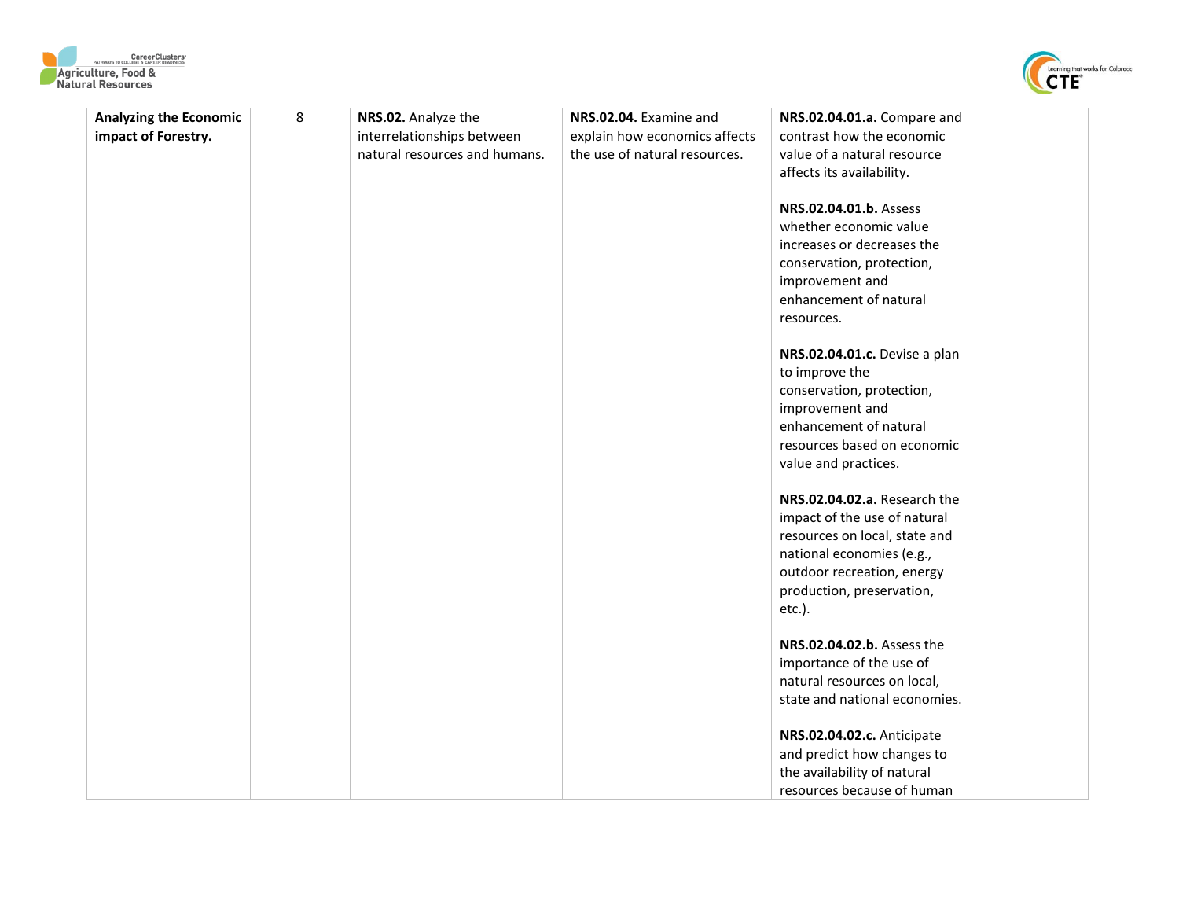| **Analyzing the Economic impact of Forestry.** | 8 | **NRS.02.** Analyze the interrelationships between natural resources and humans. | **NRS.02.04.** Examine and explain how economics affects the use of natural resources. | **NRS.02.04.01.a.** Compare and contrast how the economic value of a natural resource affects its availability.<br><br>**NRS.02.04.01.b.** Assess whether economic value increases or decreases the conservation, protection, improvement and enhancement of natural resources.<br><br>**NRS.02.04.01.c.** Devise a plan to improve the conservation, protection, improvement and enhancement of natural resources based on economic value and practices.<br><br>**NRS.02.04.02.a.** Research the impact of the use of natural resources on local, state and national economies (e.g., outdoor recreation, energy production, preservation, etc.).<br><br>**NRS.02.04.02.b.** Assess the importance of the use of natural resources on local, state and national economies.<br><br>**NRS.02.04.02.c.** Anticipate and predict how changes to the availability of natural resources because of human | |
|---|---|---|---|---|---|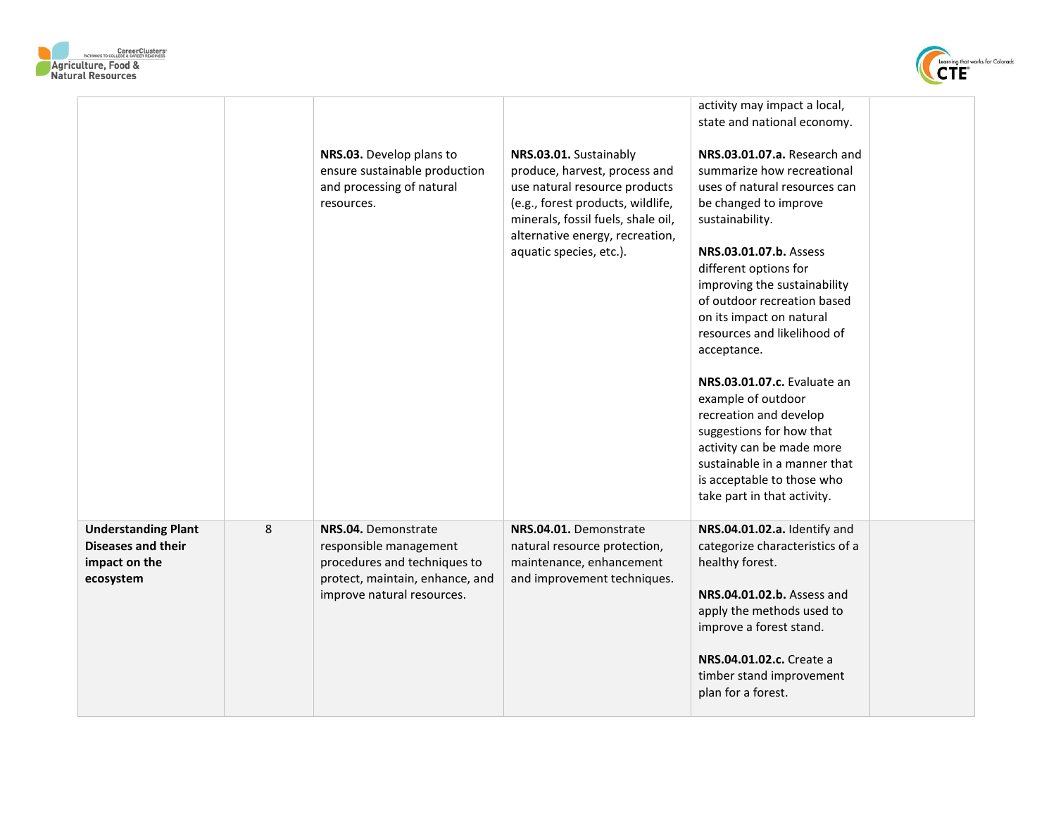| | | | | | |
|---|---|---|---|---|---|
| | | | | activity may impact a local, state and national economy. | |
| | | **NRS.03.** Develop plans to ensure sustainable production and processing of natural resources. | **NRS.03.01.** Sustainably produce, harvest, process and use natural resource products (e.g., forest products, wildlife, minerals, fossil fuels, shale oil, alternative energy, recreation, aquatic species, etc.). | **NRS.03.01.07.a.** Research and summarize how recreational uses of natural resources can be changed to improve sustainability.<br><br>**NRS.03.01.07.b.** Assess different options for improving the sustainability of outdoor recreation based on its impact on natural resources and likelihood of acceptance.<br><br>**NRS.03.01.07.c.** Evaluate an example of outdoor recreation and develop suggestions for how that activity can be made more sustainable in a manner that is acceptable to those who take part in that activity. | |
| **Understanding Plant Diseases and their impact on the ecosystem** | 8 | **NRS.04.** Demonstrate responsible management procedures and techniques to protect, maintain, enhance, and improve natural resources. | **NRS.04.01.** Demonstrate natural resource protection, maintenance, enhancement and improvement techniques. | **NRS.04.01.02.a.** Identify and categorize characteristics of a healthy forest.<br><br>**NRS.04.01.02.b.** Assess and apply the methods used to improve a forest stand.<br><br>**NRS.04.01.02.c.** Create a timber stand improvement plan for a forest. | |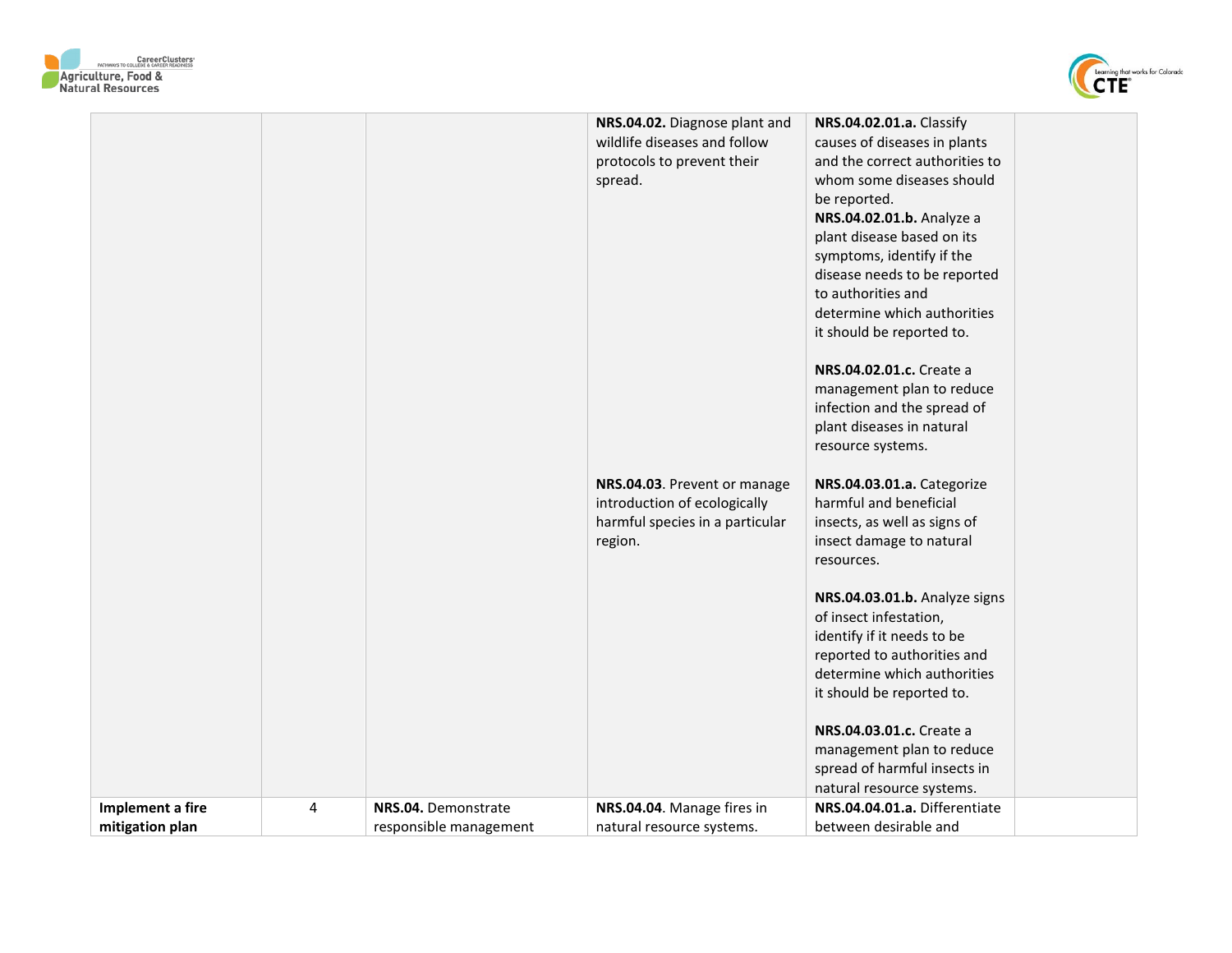| | | | | | |
|---|---|---|---|---|---|
| | | | **NRS.04.02.** Diagnose plant and wildlife diseases and follow protocols to prevent their spread. | **NRS.04.02.01.a.** Classify causes of diseases in plants and the correct authorities to whom some diseases should be reported.<br>**NRS.04.02.01.b.** Analyze a plant disease based on its symptoms, identify if the disease needs to be reported to authorities and determine which authorities it should be reported to.<br><br>**NRS.04.02.01.c.** Create a management plan to reduce infection and the spread of plant diseases in natural resource systems. | |
| | | | **NRS.04.03**. Prevent or manage introduction of ecologically harmful species in a particular region. | **NRS.04.03.01.a.** Categorize harmful and beneficial insects, as well as signs of insect damage to natural resources.<br><br>**NRS.04.03.01.b.** Analyze signs of insect infestation, identify if it needs to be reported to authorities and determine which authorities it should be reported to.<br><br>**NRS.04.03.01.c.** Create a management plan to reduce spread of harmful insects in natural resource systems. | |
| **Implement a fire mitigation plan** | 4 | **NRS.04.** Demonstrate responsible management | **NRS.04.04**. Manage fires in natural resource systems. | **NRS.04.04.01.a.** Differentiate between desirable and | |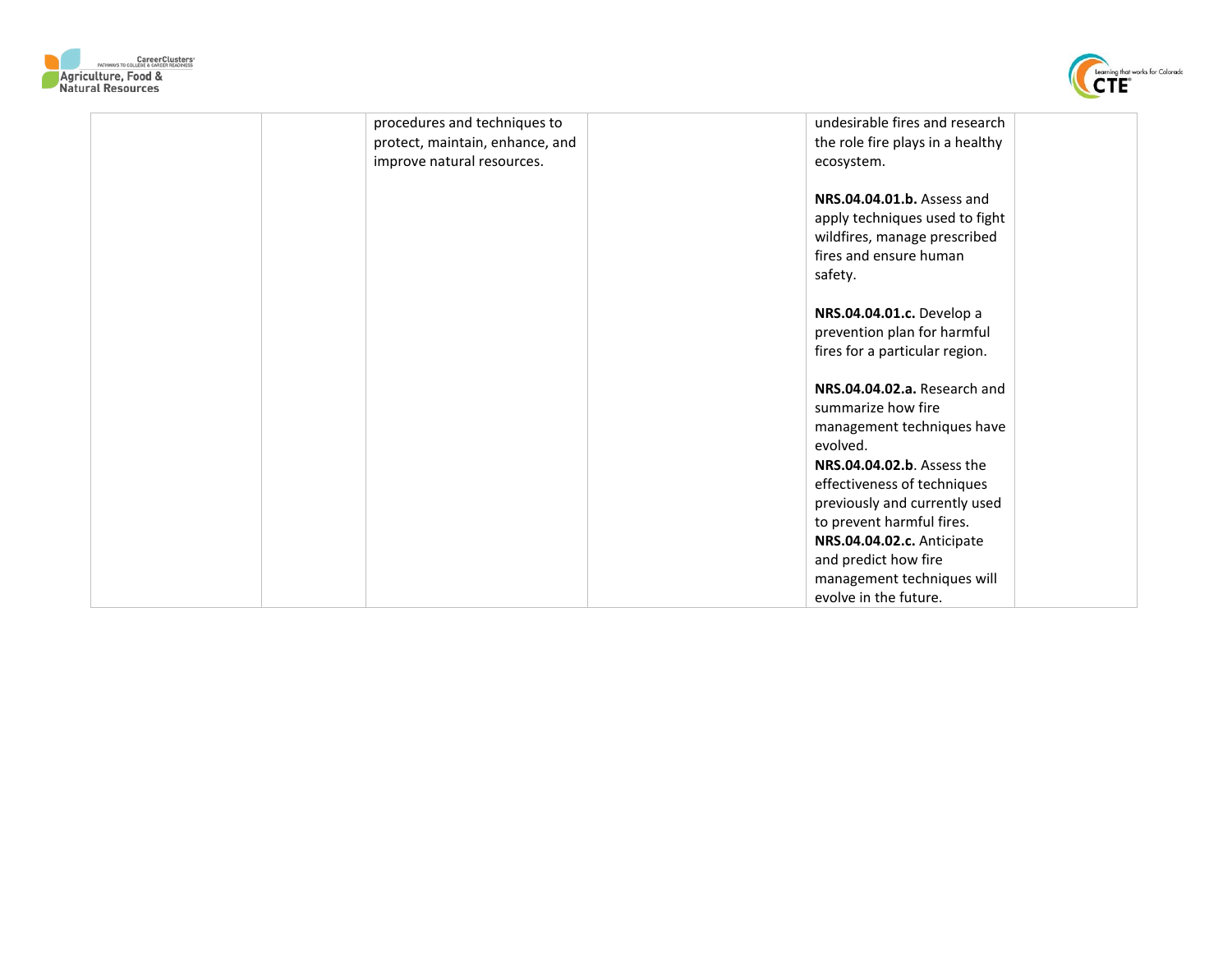| | | | | | |
|---|---|---|---|---|---|
| | | procedures and techniques to protect, maintain, enhance, and improve natural resources. | | undesirable fires and research the role fire plays in a healthy ecosystem.<br><br>**NRS.04.04.01.b.** Assess and apply techniques used to fight wildfires, manage prescribed fires and ensure human safety.<br><br>**NRS.04.04.01.c.** Develop a prevention plan for harmful fires for a particular region.<br><br>**NRS.04.04.02.a.** Research and summarize how fire management techniques have evolved.<br>**NRS.04.04.02.b**. Assess the effectiveness of techniques previously and currently used to prevent harmful fires.<br>**NRS.04.04.02.c.** Anticipate and predict how fire management techniques will evolve in the future. | |